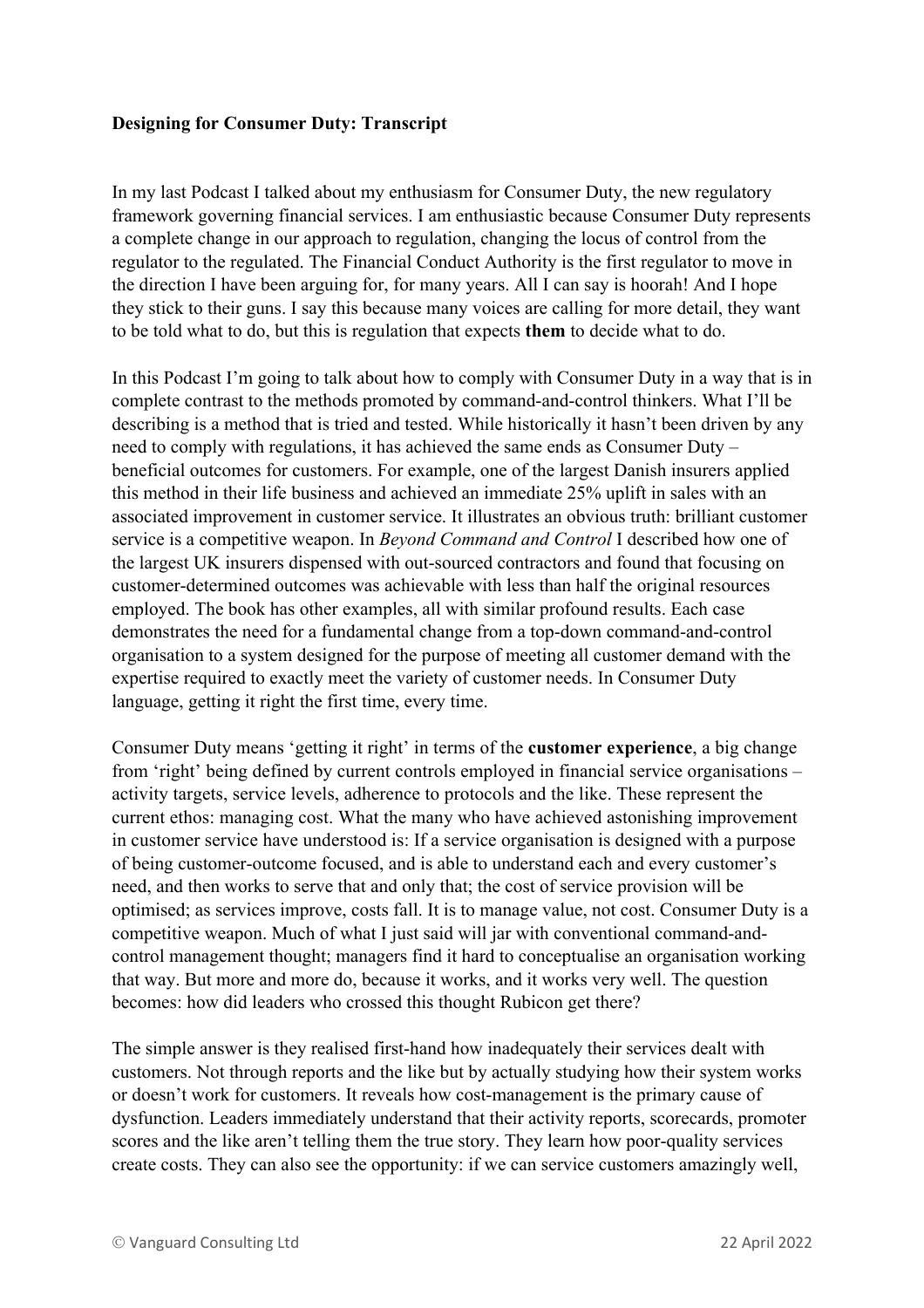**Designing for Consumer Duty: Transcript**

In my last Podcast I talked about my enthusiasm for Consumer Duty, the new regulatory framework governing financial services. I am enthusiastic because Consumer Duty represents a complete change in our approach to regulation, changing the locus of control from the regulator to the regulated. The Financial Conduct Authority is the first regulator to move in the direction I have been arguing for, for many years. All I can say is hoorah! And I hope they stick to their guns. I say this because many voices are calling for more detail, they want to be told what to do, but this is regulation that expects **them** to decide what to do.

In this Podcast I'm going to talk about how to comply with Consumer Duty in a way that is in complete contrast to the methods promoted by command-and-control thinkers. What I'll be describing is a method that is tried and tested. While historically it hasn't been driven by any need to comply with regulations, it has achieved the same ends as Consumer Duty – beneficial outcomes for customers. For example, one of the largest Danish insurers applied this method in their life business and achieved an immediate 25% uplift in sales with an associated improvement in customer service. It illustrates an obvious truth: brilliant customer service is a competitive weapon. In *Beyond Command and Control* I described how one of the largest UK insurers dispensed with out-sourced contractors and found that focusing on customer-determined outcomes was achievable with less than half the original resources employed. The book has other examples, all with similar profound results. Each case demonstrates the need for a fundamental change from a top-down command-and-control organisation to a system designed for the purpose of meeting all customer demand with the expertise required to exactly meet the variety of customer needs. In Consumer Duty language, getting it right the first time, every time.

Consumer Duty means 'getting it right' in terms of the **customer experience**, a big change from 'right' being defined by current controls employed in financial service organisations – activity targets, service levels, adherence to protocols and the like. These represent the current ethos: managing cost. What the many who have achieved astonishing improvement in customer service have understood is: If a service organisation is designed with a purpose of being customer-outcome focused, and is able to understand each and every customer's need, and then works to serve that and only that; the cost of service provision will be optimised; as services improve, costs fall. It is to manage value, not cost. Consumer Duty is a competitive weapon. Much of what I just said will jar with conventional command-and-control management thought; managers find it hard to conceptualise an organisation working that way. But more and more do, because it works, and it works very well. The question becomes: how did leaders who crossed this thought Rubicon get there?

The simple answer is they realised first-hand how inadequately their services dealt with customers. Not through reports and the like but by actually studying how their system works or doesn't work for customers. It reveals how cost-management is the primary cause of dysfunction. Leaders immediately understand that their activity reports, scorecards, promoter scores and the like aren't telling them the true story. They learn how poor-quality services create costs. They can also see the opportunity: if we can service customers amazingly well,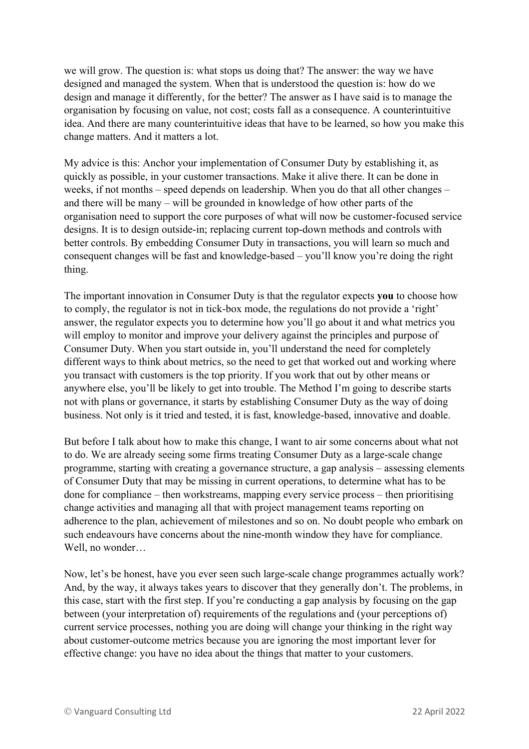we will grow. The question is: what stops us doing that? The answer: the way we have designed and managed the system. When that is understood the question is: how do we design and manage it differently, for the better? The answer as I have said is to manage the organisation by focusing on value, not cost; costs fall as a consequence. A counterintuitive idea. And there are many counterintuitive ideas that have to be learned, so how you make this change matters. And it matters a lot.

My advice is this: Anchor your implementation of Consumer Duty by establishing it, as quickly as possible, in your customer transactions. Make it alive there. It can be done in weeks, if not months – speed depends on leadership. When you do that all other changes – and there will be many – will be grounded in knowledge of how other parts of the organisation need to support the core purposes of what will now be customer-focused service designs. It is to design outside-in; replacing current top-down methods and controls with better controls. By embedding Consumer Duty in transactions, you will learn so much and consequent changes will be fast and knowledge-based – you'll know you're doing the right thing.

The important innovation in Consumer Duty is that the regulator expects **you** to choose how to comply, the regulator is not in tick-box mode, the regulations do not provide a 'right' answer, the regulator expects you to determine how you'll go about it and what metrics you will employ to monitor and improve your delivery against the principles and purpose of Consumer Duty. When you start outside in, you'll understand the need for completely different ways to think about metrics, so the need to get that worked out and working where you transact with customers is the top priority. If you work that out by other means or anywhere else, you'll be likely to get into trouble. The Method I'm going to describe starts not with plans or governance, it starts by establishing Consumer Duty as the way of doing business. Not only is it tried and tested, it is fast, knowledge-based, innovative and doable.

But before I talk about how to make this change, I want to air some concerns about what not to do. We are already seeing some firms treating Consumer Duty as a large-scale change programme, starting with creating a governance structure, a gap analysis – assessing elements of Consumer Duty that may be missing in current operations, to determine what has to be done for compliance – then workstreams, mapping every service process – then prioritising change activities and managing all that with project management teams reporting on adherence to the plan, achievement of milestones and so on. No doubt people who embark on such endeavours have concerns about the nine-month window they have for compliance. Well, no wonder…

Now, let's be honest, have you ever seen such large-scale change programmes actually work? And, by the way, it always takes years to discover that they generally don't. The problems, in this case, start with the first step. If you're conducting a gap analysis by focusing on the gap between (your interpretation of) requirements of the regulations and (your perceptions of) current service processes, nothing you are doing will change your thinking in the right way about customer-outcome metrics because you are ignoring the most important lever for effective change: you have no idea about the things that matter to your customers.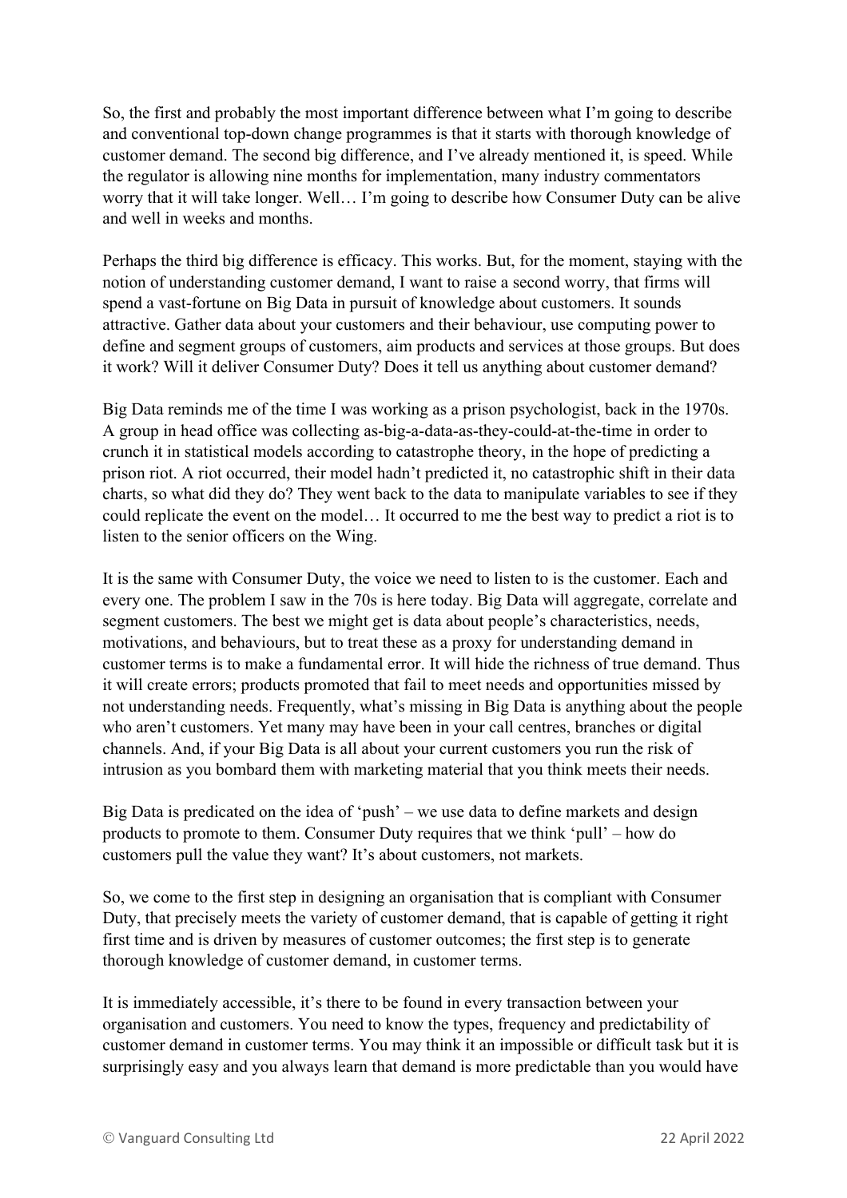So, the first and probably the most important difference between what I'm going to describe and conventional top-down change programmes is that it starts with thorough knowledge of customer demand. The second big difference, and I've already mentioned it, is speed. While the regulator is allowing nine months for implementation, many industry commentators worry that it will take longer. Well… I'm going to describe how Consumer Duty can be alive and well in weeks and months.

Perhaps the third big difference is efficacy. This works. But, for the moment, staying with the notion of understanding customer demand, I want to raise a second worry, that firms will spend a vast-fortune on Big Data in pursuit of knowledge about customers. It sounds attractive. Gather data about your customers and their behaviour, use computing power to define and segment groups of customers, aim products and services at those groups. But does it work? Will it deliver Consumer Duty? Does it tell us anything about customer demand?

Big Data reminds me of the time I was working as a prison psychologist, back in the 1970s. A group in head office was collecting as-big-a-data-as-they-could-at-the-time in order to crunch it in statistical models according to catastrophe theory, in the hope of predicting a prison riot. A riot occurred, their model hadn't predicted it, no catastrophic shift in their data charts, so what did they do? They went back to the data to manipulate variables to see if they could replicate the event on the model… It occurred to me the best way to predict a riot is to listen to the senior officers on the Wing.

It is the same with Consumer Duty, the voice we need to listen to is the customer. Each and every one. The problem I saw in the 70s is here today. Big Data will aggregate, correlate and segment customers. The best we might get is data about people's characteristics, needs, motivations, and behaviours, but to treat these as a proxy for understanding demand in customer terms is to make a fundamental error. It will hide the richness of true demand. Thus it will create errors; products promoted that fail to meet needs and opportunities missed by not understanding needs. Frequently, what's missing in Big Data is anything about the people who aren't customers. Yet many may have been in your call centres, branches or digital channels. And, if your Big Data is all about your current customers you run the risk of intrusion as you bombard them with marketing material that you think meets their needs.

Big Data is predicated on the idea of 'push' – we use data to define markets and design products to promote to them. Consumer Duty requires that we think 'pull' – how do customers pull the value they want? It's about customers, not markets.

So, we come to the first step in designing an organisation that is compliant with Consumer Duty, that precisely meets the variety of customer demand, that is capable of getting it right first time and is driven by measures of customer outcomes; the first step is to generate thorough knowledge of customer demand, in customer terms.

It is immediately accessible, it's there to be found in every transaction between your organisation and customers. You need to know the types, frequency and predictability of customer demand in customer terms. You may think it an impossible or difficult task but it is surprisingly easy and you always learn that demand is more predictable than you would have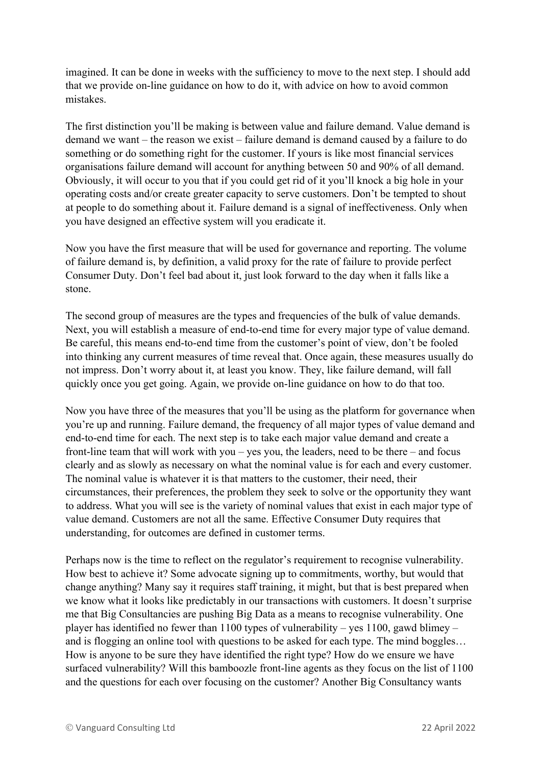imagined. It can be done in weeks with the sufficiency to move to the next step. I should add that we provide on-line guidance on how to do it, with advice on how to avoid common mistakes.

The first distinction you'll be making is between value and failure demand. Value demand is demand we want – the reason we exist – failure demand is demand caused by a failure to do something or do something right for the customer. If yours is like most financial services organisations failure demand will account for anything between 50 and 90% of all demand. Obviously, it will occur to you that if you could get rid of it you'll knock a big hole in your operating costs and/or create greater capacity to serve customers. Don't be tempted to shout at people to do something about it. Failure demand is a signal of ineffectiveness. Only when you have designed an effective system will you eradicate it.

Now you have the first measure that will be used for governance and reporting. The volume of failure demand is, by definition, a valid proxy for the rate of failure to provide perfect Consumer Duty. Don't feel bad about it, just look forward to the day when it falls like a stone.

The second group of measures are the types and frequencies of the bulk of value demands. Next, you will establish a measure of end-to-end time for every major type of value demand. Be careful, this means end-to-end time from the customer's point of view, don't be fooled into thinking any current measures of time reveal that. Once again, these measures usually do not impress. Don't worry about it, at least you know. They, like failure demand, will fall quickly once you get going. Again, we provide on-line guidance on how to do that too.

Now you have three of the measures that you'll be using as the platform for governance when you're up and running. Failure demand, the frequency of all major types of value demand and end-to-end time for each. The next step is to take each major value demand and create a front-line team that will work with you – yes you, the leaders, need to be there – and focus clearly and as slowly as necessary on what the nominal value is for each and every customer. The nominal value is whatever it is that matters to the customer, their need, their circumstances, their preferences, the problem they seek to solve or the opportunity they want to address. What you will see is the variety of nominal values that exist in each major type of value demand. Customers are not all the same. Effective Consumer Duty requires that understanding, for outcomes are defined in customer terms.

Perhaps now is the time to reflect on the regulator's requirement to recognise vulnerability. How best to achieve it? Some advocate signing up to commitments, worthy, but would that change anything? Many say it requires staff training, it might, but that is best prepared when we know what it looks like predictably in our transactions with customers. It doesn't surprise me that Big Consultancies are pushing Big Data as a means to recognise vulnerability. One player has identified no fewer than 1100 types of vulnerability – yes 1100, gawd blimey – and is flogging an online tool with questions to be asked for each type. The mind boggles… How is anyone to be sure they have identified the right type? How do we ensure we have surfaced vulnerability? Will this bamboozle front-line agents as they focus on the list of 1100 and the questions for each over focusing on the customer? Another Big Consultancy wants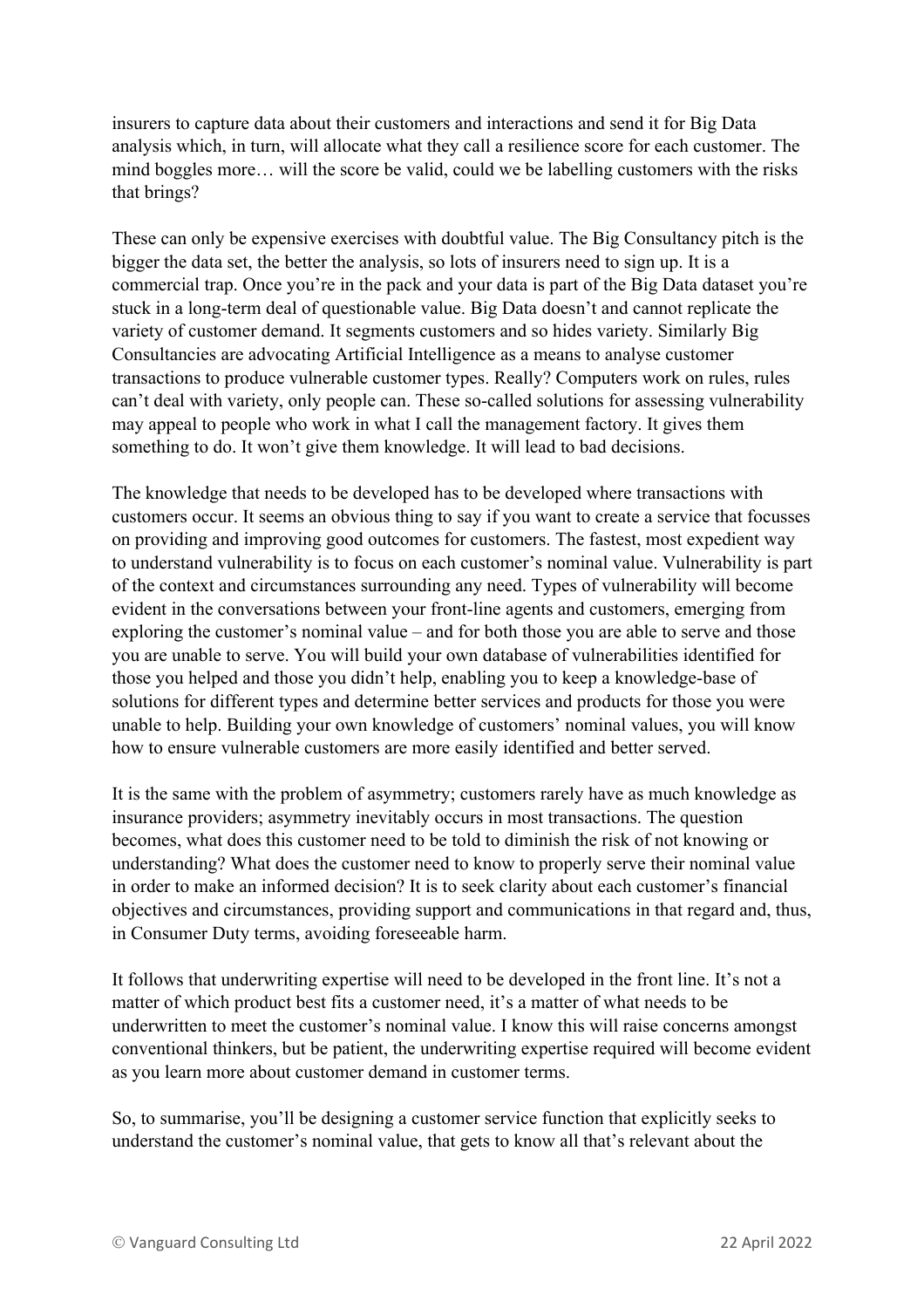insurers to capture data about their customers and interactions and send it for Big Data analysis which, in turn, will allocate what they call a resilience score for each customer. The mind boggles more… will the score be valid, could we be labelling customers with the risks that brings?

These can only be expensive exercises with doubtful value. The Big Consultancy pitch is the bigger the data set, the better the analysis, so lots of insurers need to sign up. It is a commercial trap. Once you're in the pack and your data is part of the Big Data dataset you're stuck in a long-term deal of questionable value. Big Data doesn't and cannot replicate the variety of customer demand. It segments customers and so hides variety. Similarly Big Consultancies are advocating Artificial Intelligence as a means to analyse customer transactions to produce vulnerable customer types. Really? Computers work on rules, rules can't deal with variety, only people can. These so-called solutions for assessing vulnerability may appeal to people who work in what I call the management factory. It gives them something to do. It won't give them knowledge. It will lead to bad decisions.

The knowledge that needs to be developed has to be developed where transactions with customers occur. It seems an obvious thing to say if you want to create a service that focusses on providing and improving good outcomes for customers. The fastest, most expedient way to understand vulnerability is to focus on each customer's nominal value. Vulnerability is part of the context and circumstances surrounding any need. Types of vulnerability will become evident in the conversations between your front-line agents and customers, emerging from exploring the customer's nominal value – and for both those you are able to serve and those you are unable to serve. You will build your own database of vulnerabilities identified for those you helped and those you didn't help, enabling you to keep a knowledge-base of solutions for different types and determine better services and products for those you were unable to help. Building your own knowledge of customers' nominal values, you will know how to ensure vulnerable customers are more easily identified and better served.

It is the same with the problem of asymmetry; customers rarely have as much knowledge as insurance providers; asymmetry inevitably occurs in most transactions. The question becomes, what does this customer need to be told to diminish the risk of not knowing or understanding? What does the customer need to know to properly serve their nominal value in order to make an informed decision? It is to seek clarity about each customer's financial objectives and circumstances, providing support and communications in that regard and, thus, in Consumer Duty terms, avoiding foreseeable harm.

It follows that underwriting expertise will need to be developed in the front line. It's not a matter of which product best fits a customer need, it's a matter of what needs to be underwritten to meet the customer's nominal value. I know this will raise concerns amongst conventional thinkers, but be patient, the underwriting expertise required will become evident as you learn more about customer demand in customer terms.

So, to summarise, you'll be designing a customer service function that explicitly seeks to understand the customer's nominal value, that gets to know all that's relevant about the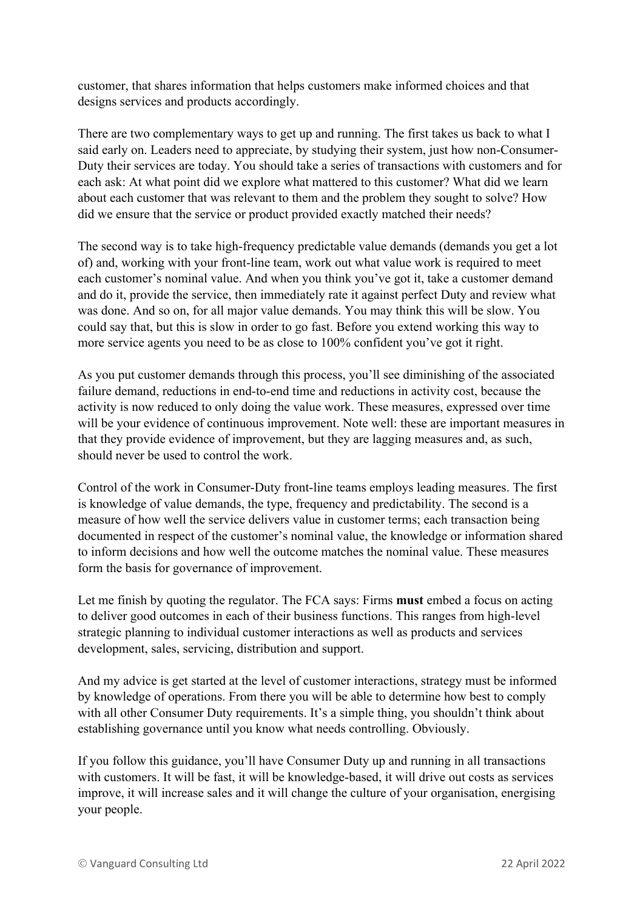customer, that shares information that helps customers make informed choices and that designs services and products accordingly.

There are two complementary ways to get up and running. The first takes us back to what I said early on. Leaders need to appreciate, by studying their system, just how non-Consumer-Duty their services are today. You should take a series of transactions with customers and for each ask: At what point did we explore what mattered to this customer? What did we learn about each customer that was relevant to them and the problem they sought to solve? How did we ensure that the service or product provided exactly matched their needs?

The second way is to take high-frequency predictable value demands (demands you get a lot of) and, working with your front-line team, work out what value work is required to meet each customer's nominal value. And when you think you've got it, take a customer demand and do it, provide the service, then immediately rate it against perfect Duty and review what was done. And so on, for all major value demands. You may think this will be slow. You could say that, but this is slow in order to go fast. Before you extend working this way to more service agents you need to be as close to 100% confident you've got it right.

As you put customer demands through this process, you'll see diminishing of the associated failure demand, reductions in end-to-end time and reductions in activity cost, because the activity is now reduced to only doing the value work. These measures, expressed over time will be your evidence of continuous improvement. Note well: these are important measures in that they provide evidence of improvement, but they are lagging measures and, as such, should never be used to control the work.

Control of the work in Consumer-Duty front-line teams employs leading measures. The first is knowledge of value demands, the type, frequency and predictability. The second is a measure of how well the service delivers value in customer terms; each transaction being documented in respect of the customer's nominal value, the knowledge or information shared to inform decisions and how well the outcome matches the nominal value. These measures form the basis for governance of improvement.

Let me finish by quoting the regulator. The FCA says: Firms **must** embed a focus on acting to deliver good outcomes in each of their business functions. This ranges from high-level strategic planning to individual customer interactions as well as products and services development, sales, servicing, distribution and support.

And my advice is get started at the level of customer interactions, strategy must be informed by knowledge of operations. From there you will be able to determine how best to comply with all other Consumer Duty requirements. It's a simple thing, you shouldn't think about establishing governance until you know what needs controlling. Obviously.

If you follow this guidance, you'll have Consumer Duty up and running in all transactions with customers. It will be fast, it will be knowledge-based, it will drive out costs as services improve, it will increase sales and it will change the culture of your organisation, energising your people.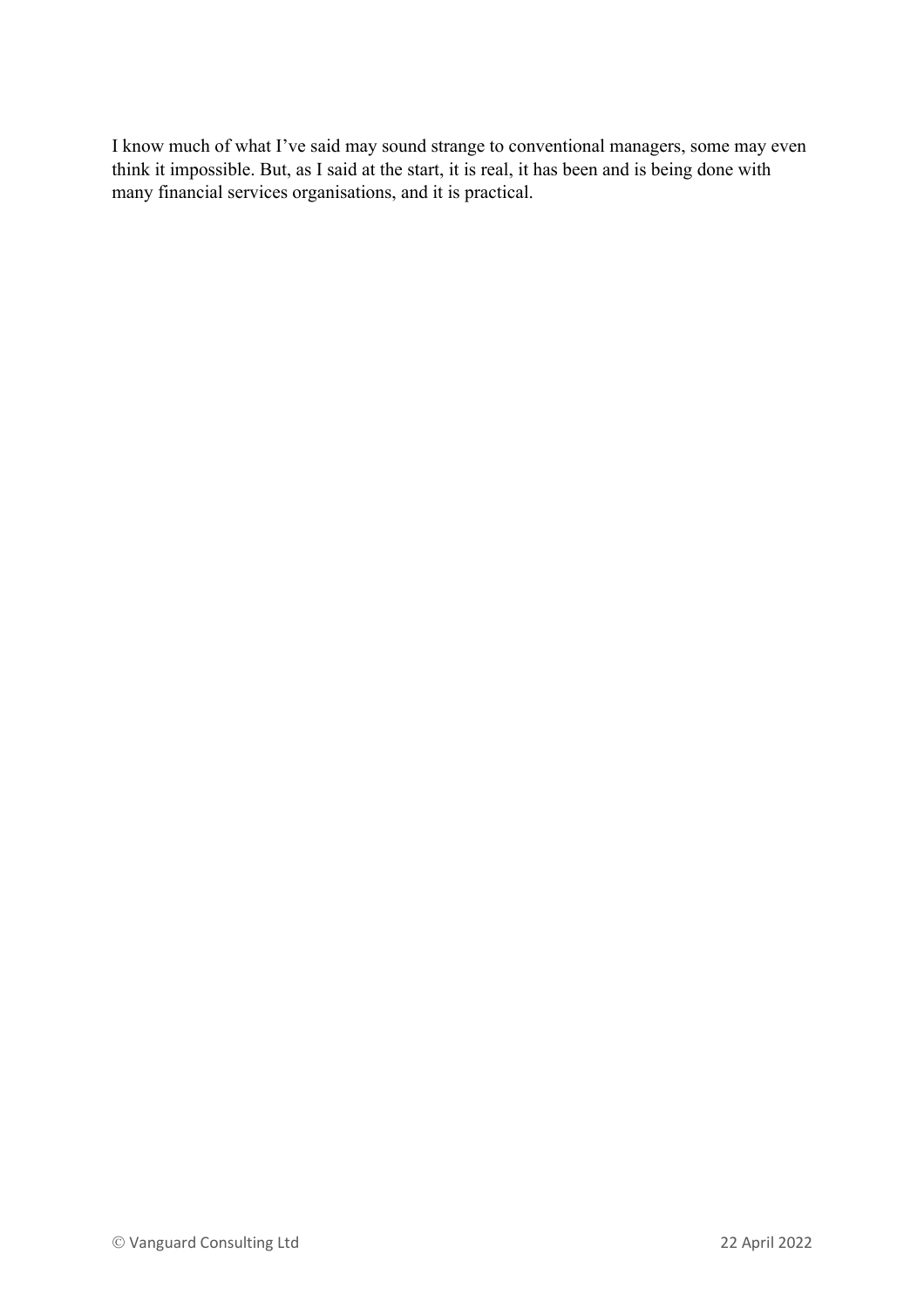I know much of what I've said may sound strange to conventional managers, some may even think it impossible. But, as I said at the start, it is real, it has been and is being done with many financial services organisations, and it is practical.